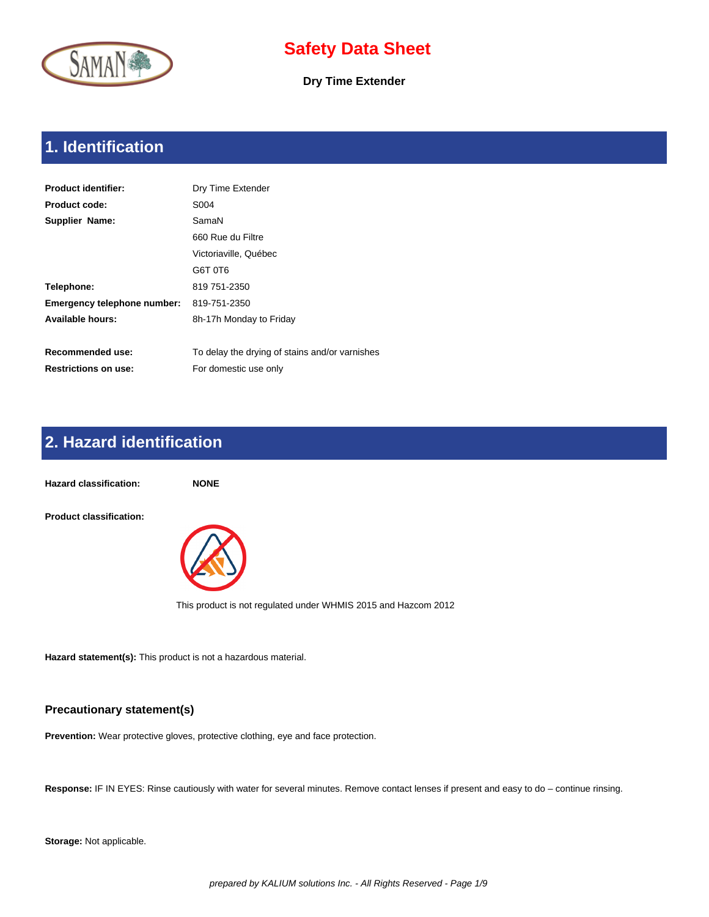# Safety Data Sheet

**Dry Time Extender**

## 1. Identification

| | |
|---|---|
| **Product identifier:** | Dry Time Extender |
| **Product code:** | S004 |
| **Supplier Name:** | SamaN |
| | 660 Rue du Filtre |
| | Victoriaville, Québec |
| | G6T 0T6 |
| **Telephone:** | 819 751-2350 |
| **Emergency telephone number:** | 819-751-2350 |
| **Available hours:** | 8h-17h Monday to Friday |
| **Recommended use:** | To delay the drying of stains and/or varnishes |
| **Restrictions on use:** | For domestic use only |

## 2. Hazard identification

**Hazard classification:** **NONE**

**Product classification:**

This product is not regulated under WHMIS 2015 and Hazcom 2012

**Hazard statement(s):** This product is not a hazardous material.

### Precautionary statement(s)

**Prevention:** Wear protective gloves, protective clothing, eye and face protection.

**Response:** IF IN EYES: Rinse cautiously with water for several minutes. Remove contact lenses if present and easy to do – continue rinsing.

**Storage:** Not applicable.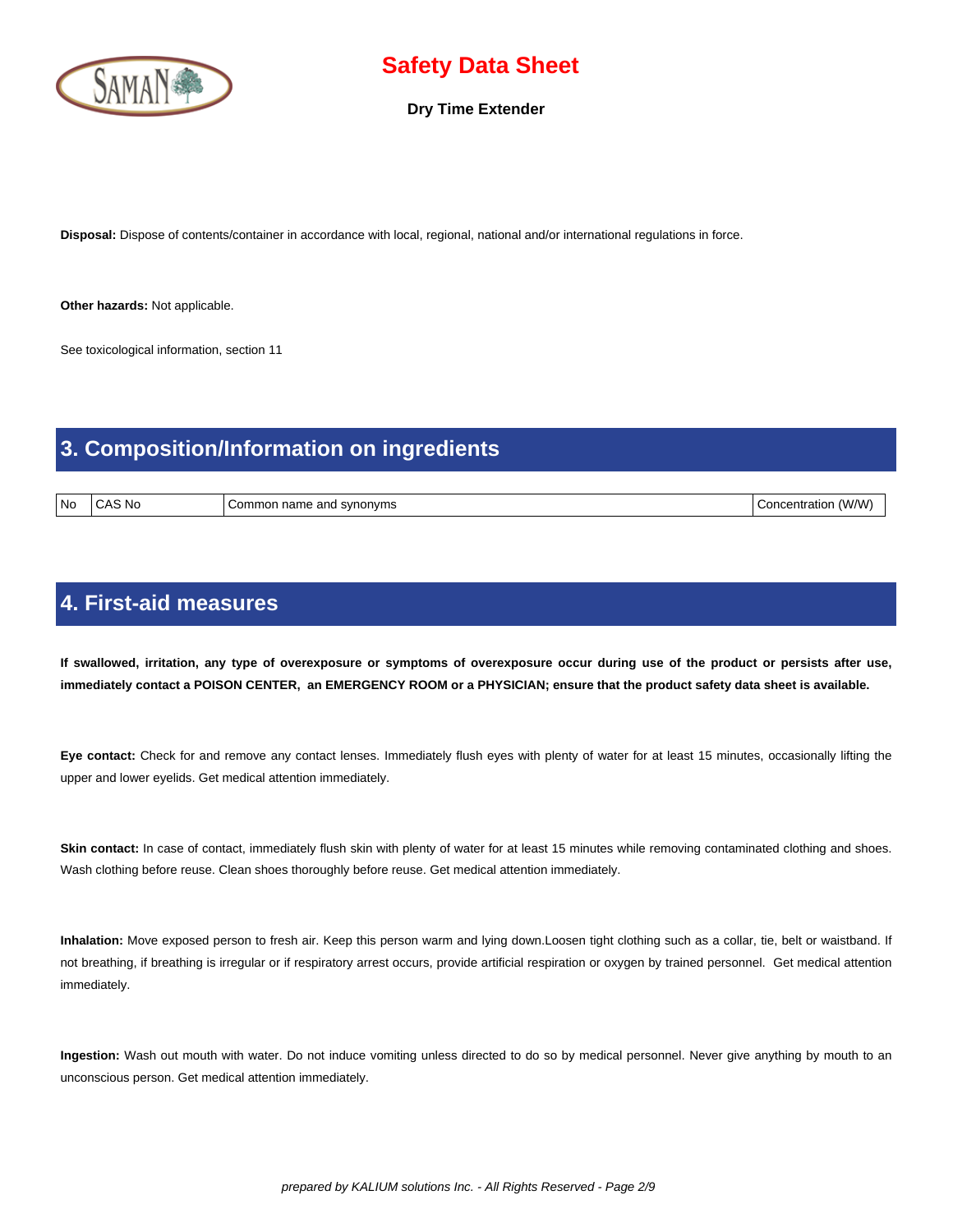**Disposal:** Dispose of contents/container in accordance with local, regional, national and/or international regulations in force.

**Other hazards:** Not applicable.

See toxicological information, section 11

## 3. Composition/Information on ingredients

| No | CAS No | Common name and synonyms | Concentration (W/W) |
|---|---|---|---|

## 4. First-aid measures

**If swallowed, irritation, any type of overexposure or symptoms of overexposure occur during use of the product or persists after use, immediately contact a POISON CENTER, an EMERGENCY ROOM or a PHYSICIAN; ensure that the product safety data sheet is available.**

**Eye contact:** Check for and remove any contact lenses. Immediately flush eyes with plenty of water for at least 15 minutes, occasionally lifting the upper and lower eyelids. Get medical attention immediately.

**Skin contact:** In case of contact, immediately flush skin with plenty of water for at least 15 minutes while removing contaminated clothing and shoes. Wash clothing before reuse. Clean shoes thoroughly before reuse. Get medical attention immediately.

**Inhalation:** Move exposed person to fresh air. Keep this person warm and lying down.Loosen tight clothing such as a collar, tie, belt or waistband. If not breathing, if breathing is irregular or if respiratory arrest occurs, provide artificial respiration or oxygen by trained personnel. Get medical attention immediately.

**Ingestion:** Wash out mouth with water. Do not induce vomiting unless directed to do so by medical personnel. Never give anything by mouth to an unconscious person. Get medical attention immediately.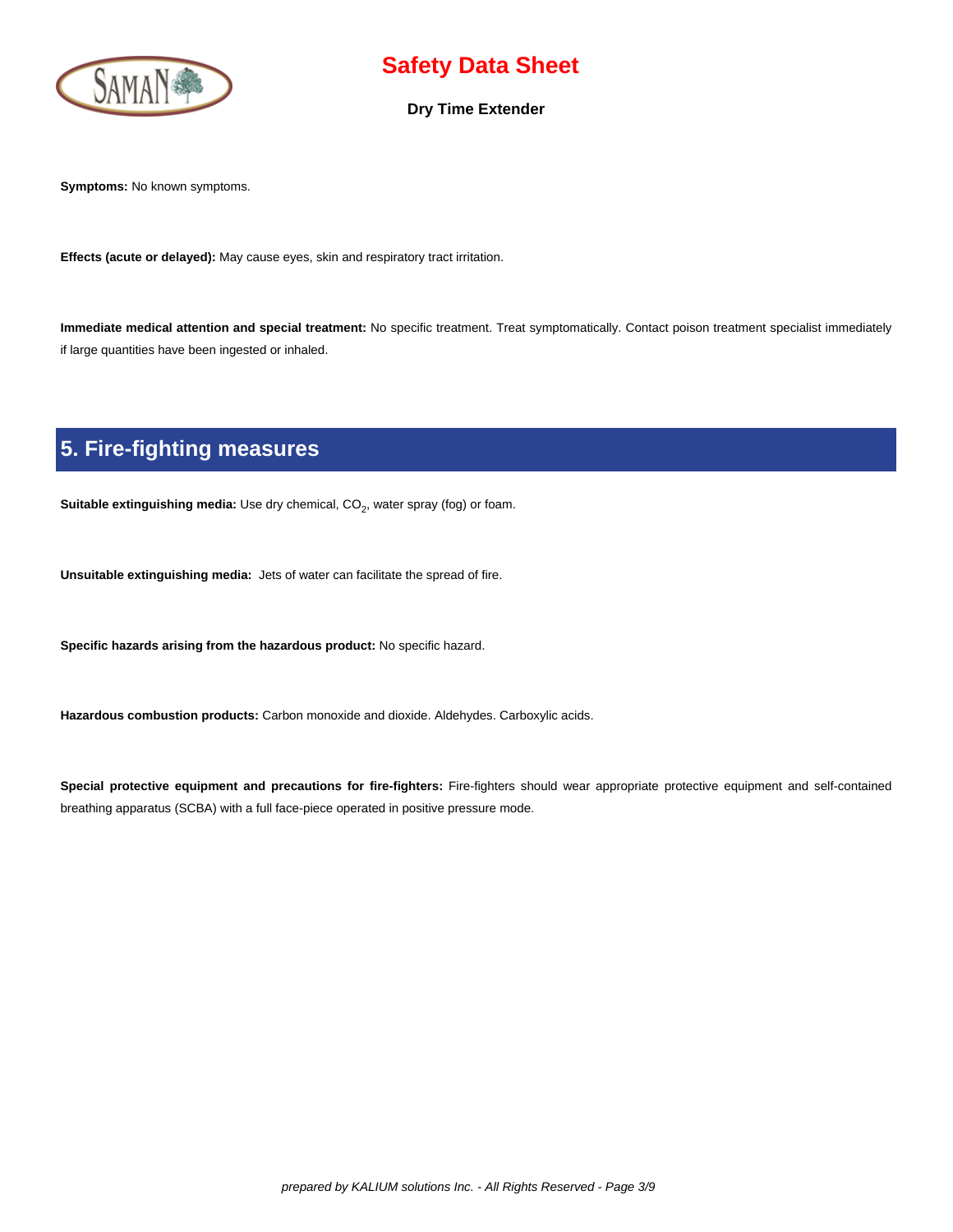**Symptoms:** No known symptoms.

**Effects (acute or delayed):** May cause eyes, skin and respiratory tract irritation.

**Immediate medical attention and special treatment:** No specific treatment. Treat symptomatically. Contact poison treatment specialist immediately if large quantities have been ingested or inhaled.

## 5. Fire-fighting measures

**Suitable extinguishing media:** Use dry chemical, $CO_2$, water spray (fog) or foam.

**Unsuitable extinguishing media:** Jets of water can facilitate the spread of fire.

**Specific hazards arising from the hazardous product:** No specific hazard.

**Hazardous combustion products:** Carbon monoxide and dioxide. Aldehydes. Carboxylic acids.

**Special protective equipment and precautions for fire-fighters:** Fire-fighters should wear appropriate protective equipment and self-contained breathing apparatus (SCBA) with a full face-piece operated in positive pressure mode.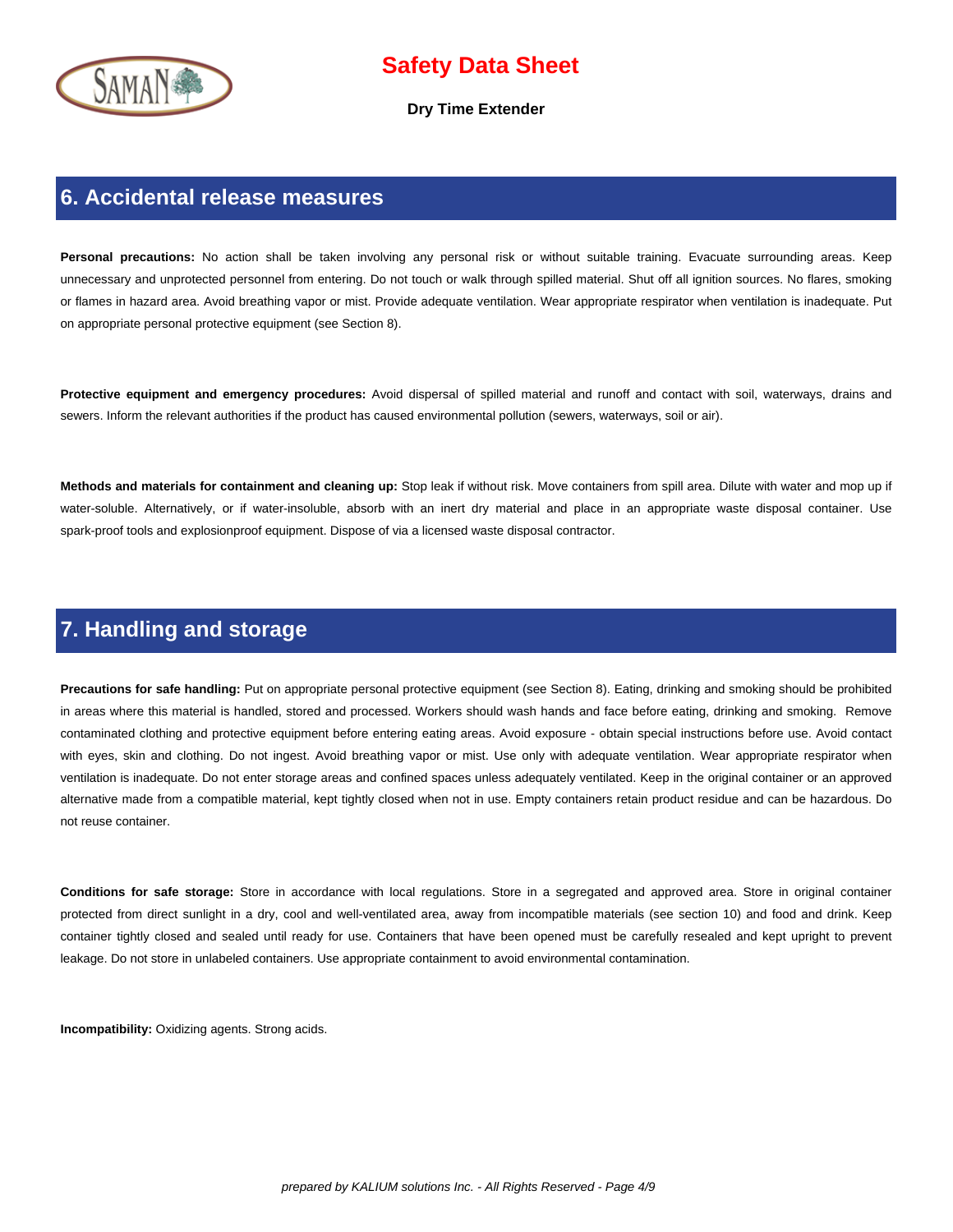## 6. Accidental release measures

**Personal precautions:** No action shall be taken involving any personal risk or without suitable training. Evacuate surrounding areas. Keep unnecessary and unprotected personnel from entering. Do not touch or walk through spilled material. Shut off all ignition sources. No flares, smoking or flames in hazard area. Avoid breathing vapor or mist. Provide adequate ventilation. Wear appropriate respirator when ventilation is inadequate. Put on appropriate personal protective equipment (see Section 8).

**Protective equipment and emergency procedures:** Avoid dispersal of spilled material and runoff and contact with soil, waterways, drains and sewers. Inform the relevant authorities if the product has caused environmental pollution (sewers, waterways, soil or air).

**Methods and materials for containment and cleaning up:** Stop leak if without risk. Move containers from spill area. Dilute with water and mop up if water-soluble. Alternatively, or if water-insoluble, absorb with an inert dry material and place in an appropriate waste disposal container. Use spark-proof tools and explosionproof equipment. Dispose of via a licensed waste disposal contractor.

## 7. Handling and storage

**Precautions for safe handling:** Put on appropriate personal protective equipment (see Section 8). Eating, drinking and smoking should be prohibited in areas where this material is handled, stored and processed. Workers should wash hands and face before eating, drinking and smoking. Remove contaminated clothing and protective equipment before entering eating areas. Avoid exposure - obtain special instructions before use. Avoid contact with eyes, skin and clothing. Do not ingest. Avoid breathing vapor or mist. Use only with adequate ventilation. Wear appropriate respirator when ventilation is inadequate. Do not enter storage areas and confined spaces unless adequately ventilated. Keep in the original container or an approved alternative made from a compatible material, kept tightly closed when not in use. Empty containers retain product residue and can be hazardous. Do not reuse container.

**Conditions for safe storage:** Store in accordance with local regulations. Store in a segregated and approved area. Store in original container protected from direct sunlight in a dry, cool and well-ventilated area, away from incompatible materials (see section 10) and food and drink. Keep container tightly closed and sealed until ready for use. Containers that have been opened must be carefully resealed and kept upright to prevent leakage. Do not store in unlabeled containers. Use appropriate containment to avoid environmental contamination.

**Incompatibility:** Oxidizing agents. Strong acids.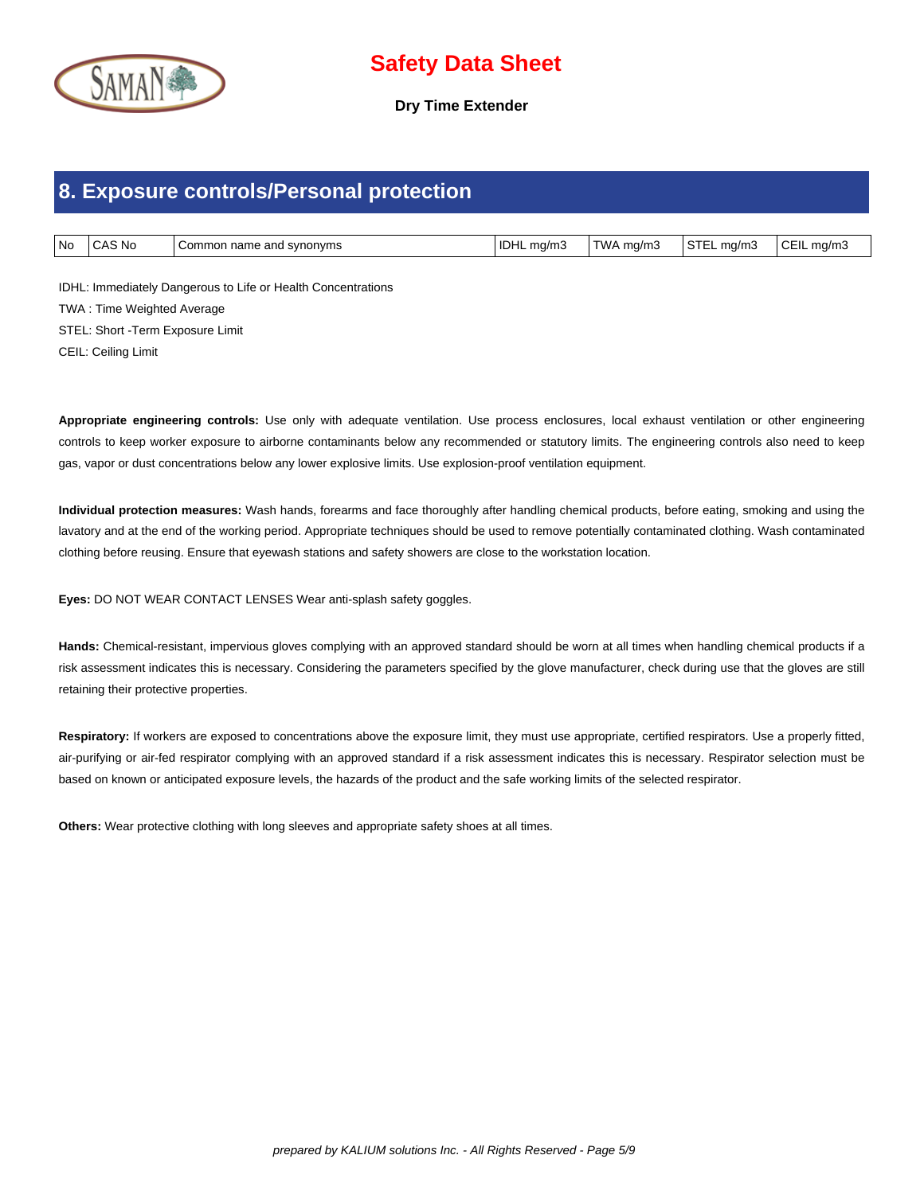# Safety Data Sheet

**Dry Time Extender**

## 8. Exposure controls/Personal protection

| No | CAS No | Common name and synonyms | IDHL mg/m3 | TWA mg/m3 | STEL mg/m3 | CEIL mg/m3 |
|---|---|---|---|---|---|---|

IDHL: Immediately Dangerous to Life or Health Concentrations

TWA : Time Weighted Average

STEL: Short -Term Exposure Limit

CEIL: Ceiling Limit

**Appropriate engineering controls:** Use only with adequate ventilation. Use process enclosures, local exhaust ventilation or other engineering controls to keep worker exposure to airborne contaminants below any recommended or statutory limits. The engineering controls also need to keep gas, vapor or dust concentrations below any lower explosive limits. Use explosion-proof ventilation equipment.

**Individual protection measures:** Wash hands, forearms and face thoroughly after handling chemical products, before eating, smoking and using the lavatory and at the end of the working period. Appropriate techniques should be used to remove potentially contaminated clothing. Wash contaminated clothing before reusing. Ensure that eyewash stations and safety showers are close to the workstation location.

**Eyes:** DO NOT WEAR CONTACT LENSES Wear anti-splash safety goggles.

**Hands:** Chemical-resistant, impervious gloves complying with an approved standard should be worn at all times when handling chemical products if a risk assessment indicates this is necessary. Considering the parameters specified by the glove manufacturer, check during use that the gloves are still retaining their protective properties.

**Respiratory:** If workers are exposed to concentrations above the exposure limit, they must use appropriate, certified respirators. Use a properly fitted, air-purifying or air-fed respirator complying with an approved standard if a risk assessment indicates this is necessary. Respirator selection must be based on known or anticipated exposure levels, the hazards of the product and the safe working limits of the selected respirator.

**Others:** Wear protective clothing with long sleeves and appropriate safety shoes at all times.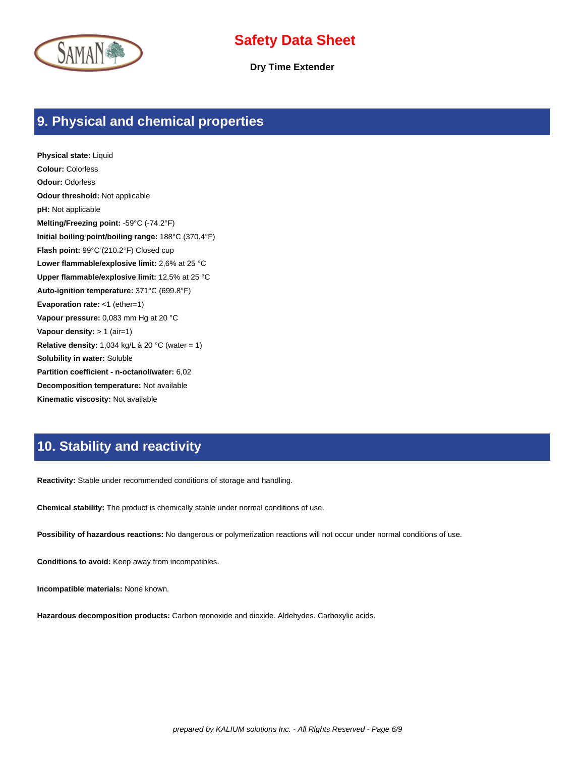## 9. Physical and chemical properties

**Physical state:** Liquid

**Colour:** Colorless

**Odour:** Odorless

**Odour threshold:** Not applicable

**pH:** Not applicable

**Melting/Freezing point:** -59°C (-74.2°F)

**Initial boiling point/boiling range:** 188°C (370.4°F)

**Flash point:** 99°C (210.2°F) Closed cup

**Lower flammable/explosive limit:** 2,6% at 25 °C

**Upper flammable/explosive limit:** 12,5% at 25 °C

**Auto-ignition temperature:** 371°C (699.8°F)

**Evaporation rate:** <1 (ether=1)

**Vapour pressure:** 0,083 mm Hg at 20 °C

**Vapour density:** > 1 (air=1)

**Relative density:** 1,034 kg/L à 20 °C (water = 1)

**Solubility in water:** Soluble

**Partition coefficient - n-octanol/water:** 6,02

**Decomposition temperature:** Not available

**Kinematic viscosity:** Not available

## 10. Stability and reactivity

**Reactivity:** Stable under recommended conditions of storage and handling.

**Chemical stability:** The product is chemically stable under normal conditions of use.

**Possibility of hazardous reactions:** No dangerous or polymerization reactions will not occur under normal conditions of use.

**Conditions to avoid:** Keep away from incompatibles.

**Incompatible materials:** None known.

**Hazardous decomposition products:** Carbon monoxide and dioxide. Aldehydes. Carboxylic acids.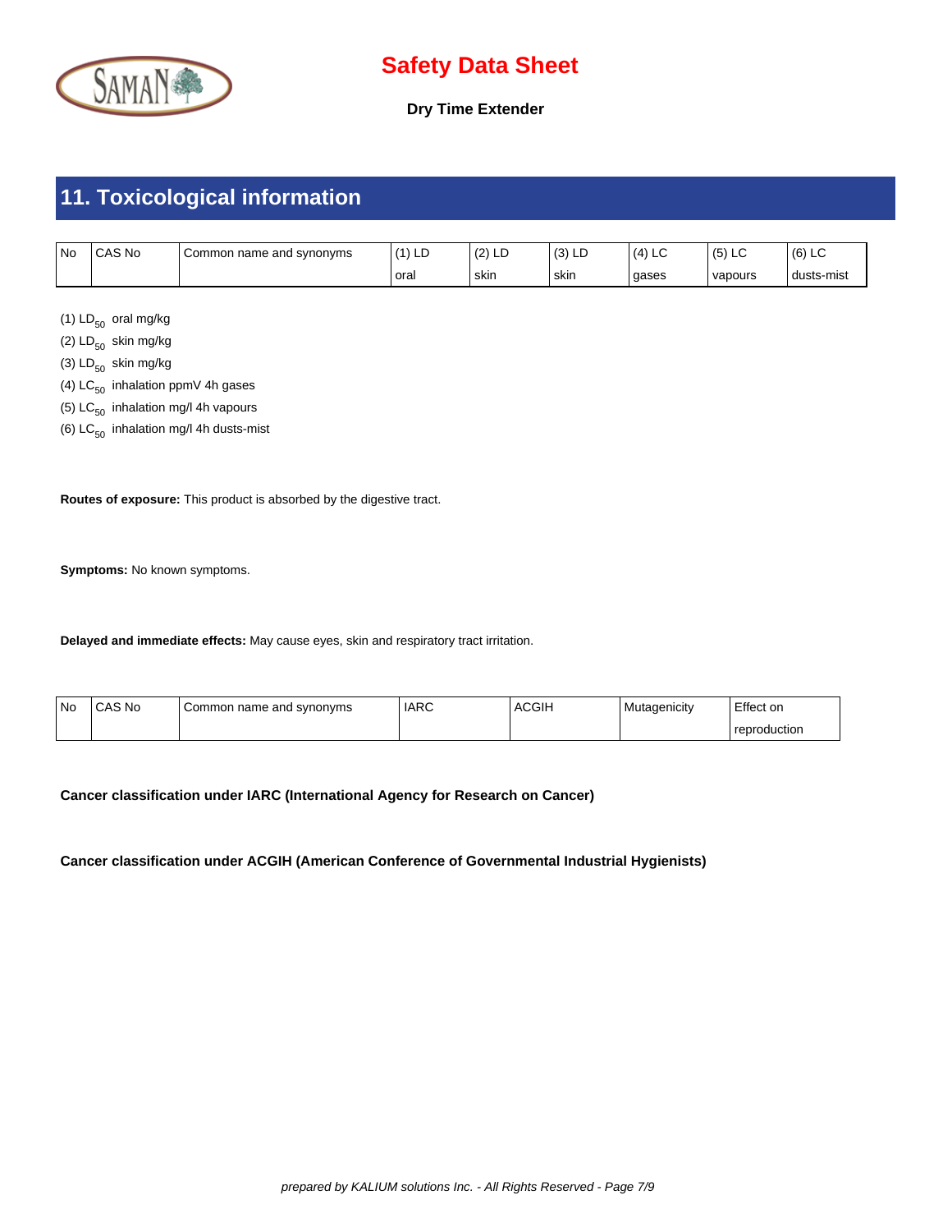## 11. Toxicological information

| No | CAS No | Common name and synonyms | (1) LD oral | (2) LD skin | (3) LD skin | (4) LC gases | (5) LC vapours | (6) LC dusts-mist |
|---|---|---|---|---|---|---|---|---|

(1) $LD_{50}$ oral mg/kg

(2) $LD_{50}$ skin mg/kg

(3) $LD_{50}$ skin mg/kg

(4) $LC_{50}$ inhalation ppmV 4h gases

(5) $LC_{50}$ inhalation mg/l 4h vapours

(6) $LC_{50}$ inhalation mg/l 4h dusts-mist

**Routes of exposure:** This product is absorbed by the digestive tract.

**Symptoms:** No known symptoms.

**Delayed and immediate effects:** May cause eyes, skin and respiratory tract irritation.

| No | CAS No | Common name and synonyms | IARC | ACGIH | Mutagenicity | Effect on reproduction |
|---|---|---|---|---|---|---|

**Cancer classification under IARC (International Agency for Research on Cancer)**

**Cancer classification under ACGIH (American Conference of Governmental Industrial Hygienists)**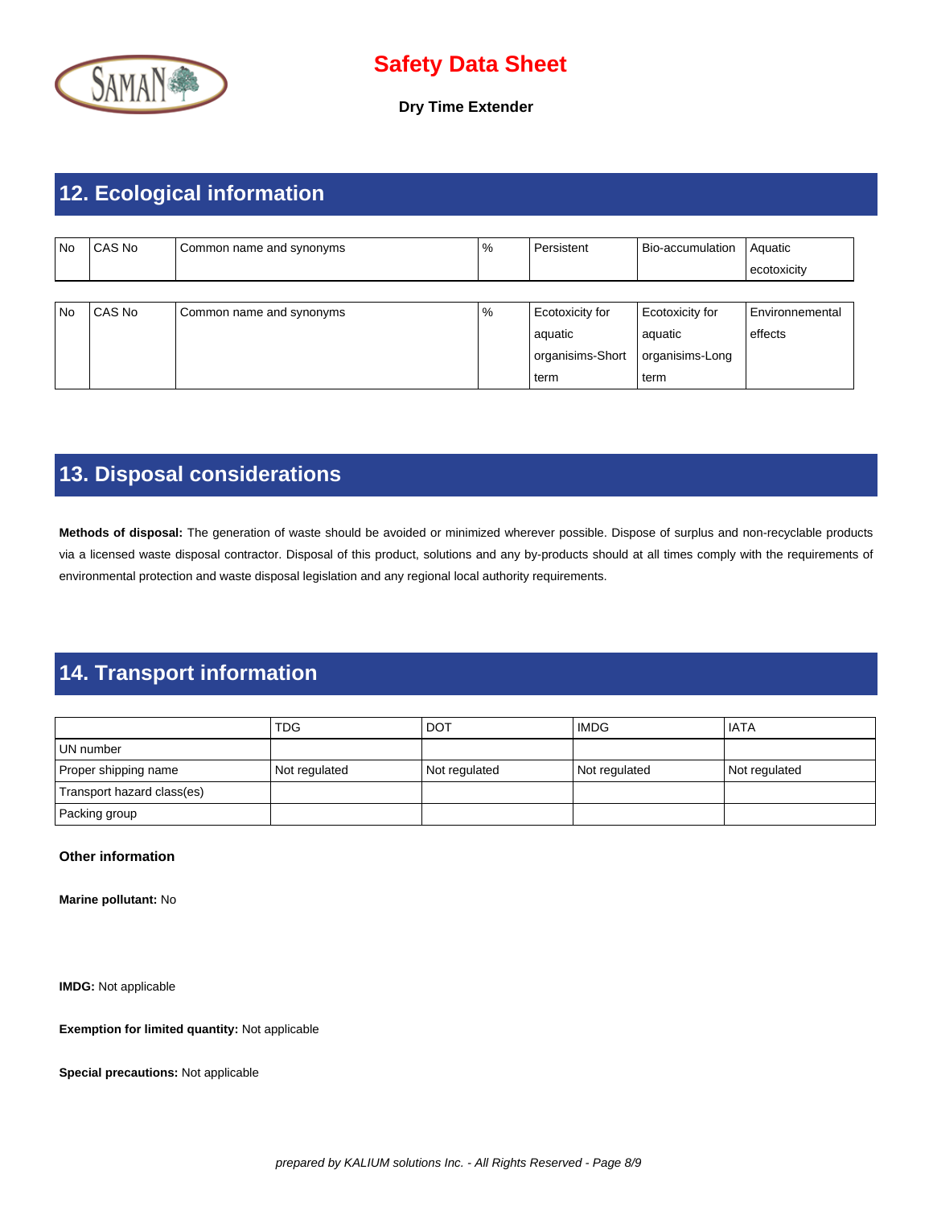## 12. Ecological information

| No | CAS No | Common name and synonyms | % | Persistent | Bio-accumulation | Aquatic ecotoxicity |
|---|---|---|---|---|---|---|

| No | CAS No | Common name and synonyms | % | Ecotoxicity for aquatic organisims-Short term | Ecotoxicity for aquatic organisims-Long term | Environnemental effects |
|---|---|---|---|---|---|---|

## 13. Disposal considerations

**Methods of disposal:** The generation of waste should be avoided or minimized wherever possible. Dispose of surplus and non-recyclable products via a licensed waste disposal contractor. Disposal of this product, solutions and any by-products should at all times comply with the requirements of environmental protection and waste disposal legislation and any regional local authority requirements.

## 14. Transport information

| | TDG | DOT | IMDG | IATA |
|---|---|---|---|---|
| UN number | | | | |
| Proper shipping name | Not regulated | Not regulated | Not regulated | Not regulated |
| Transport hazard class(es) | | | | |
| Packing group | | | | |

**Other information**

**Marine pollutant:** No

**IMDG:** Not applicable

**Exemption for limited quantity:** Not applicable

**Special precautions:** Not applicable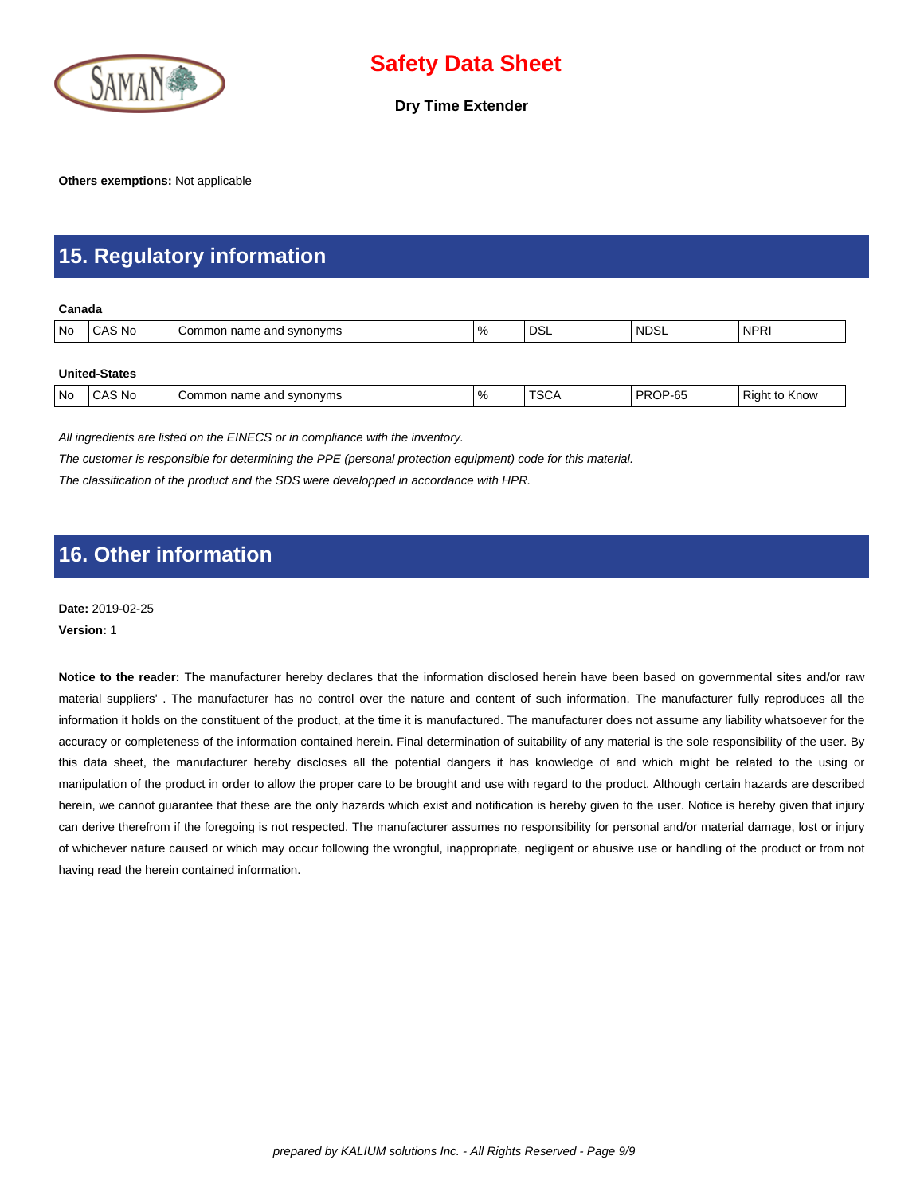**Others exemptions:** Not applicable

## 15. Regulatory information

**Canada**

| No | CAS No | Common name and synonyms | % | DSL | NDSL | NPRI |
| --- | --- | --- | --- | --- | --- | --- |

**United-States**

| No | CAS No | Common name and synonyms | % | TSCA | PROP-65 | Right to Know |
| --- | --- | --- | --- | --- | --- | --- |

*All ingredients are listed on the EINECS or in compliance with the inventory.*

*The customer is responsible for determining the PPE (personal protection equipment) code for this material.*

*The classification of the product and the SDS were developped in accordance with HPR.*

## 16. Other information

**Date:** 2019-02-25

**Version:** 1

**Notice to the reader:** The manufacturer hereby declares that the information disclosed herein have been based on governmental sites and/or raw material suppliers' . The manufacturer has no control over the nature and content of such information. The manufacturer fully reproduces all the information it holds on the constituent of the product, at the time it is manufactured. The manufacturer does not assume any liability whatsoever for the accuracy or completeness of the information contained herein. Final determination of suitability of any material is the sole responsibility of the user. By this data sheet, the manufacturer hereby discloses all the potential dangers it has knowledge of and which might be related to the using or manipulation of the product in order to allow the proper care to be brought and use with regard to the product. Although certain hazards are described herein, we cannot guarantee that these are the only hazards which exist and notification is hereby given to the user. Notice is hereby given that injury can derive therefrom if the foregoing is not respected. The manufacturer assumes no responsibility for personal and/or material damage, lost or injury of whichever nature caused or which may occur following the wrongful, inappropriate, negligent or abusive use or handling of the product or from not having read the herein contained information.